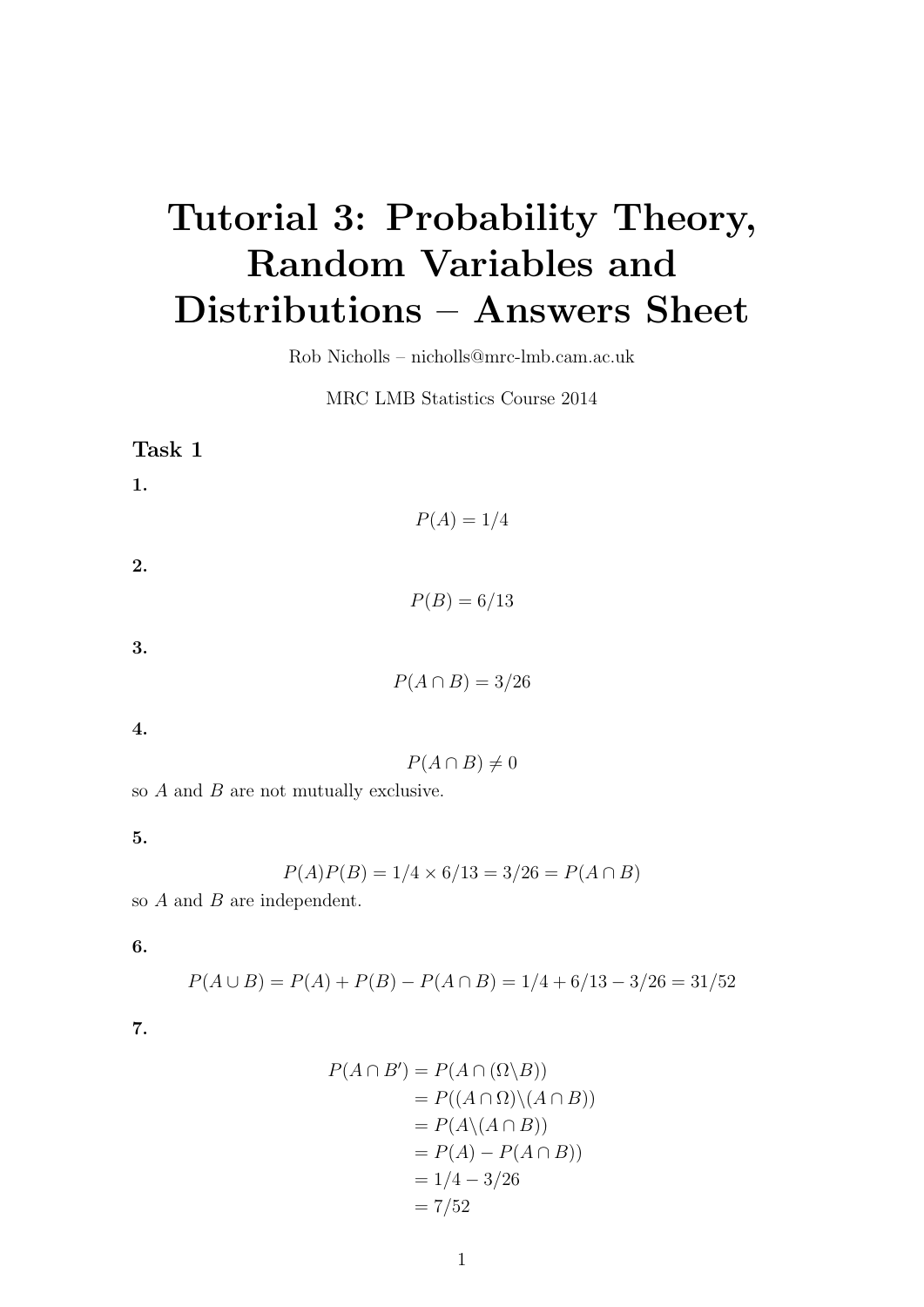# Tutorial 3: Probability Theory, Random Variables and Distributions – Answers Sheet

Rob Nicholls – nicholls@mrc-lmb.cam.ac.uk

MRC LMB Statistics Course 2014

## Task 1

**1.**

$$P(A) = 1/4$$

**2.**

$$P(B) = 6/13$$

**3.**

$$P(A \cap B) = 3/26$$

**4.**

$$P(A \cap B) \neq 0$$

so $A$ and $B$ are not mutually exclusive.

**5.**

$$P(A)P(B) = 1/4 \times 6/13 = 3/26 = P(A \cap B)$$

so $A$ and $B$ are independent.

**6.**

$$P(A \cup B) = P(A) + P(B) - P(A \cap B) = 1/4 + 6/13 - 3/26 = 31/52$$

**7.**

$$\begin{aligned}
P(A \cap B') &= P(A \cap (\Omega \backslash B)) \\
&= P((A \cap \Omega) \backslash (A \cap B)) \\
&= P(A \backslash (A \cap B)) \\
&= P(A) - P(A \cap B)) \\
&= 1/4 - 3/26 \\
&= 7/52
\end{aligned}$$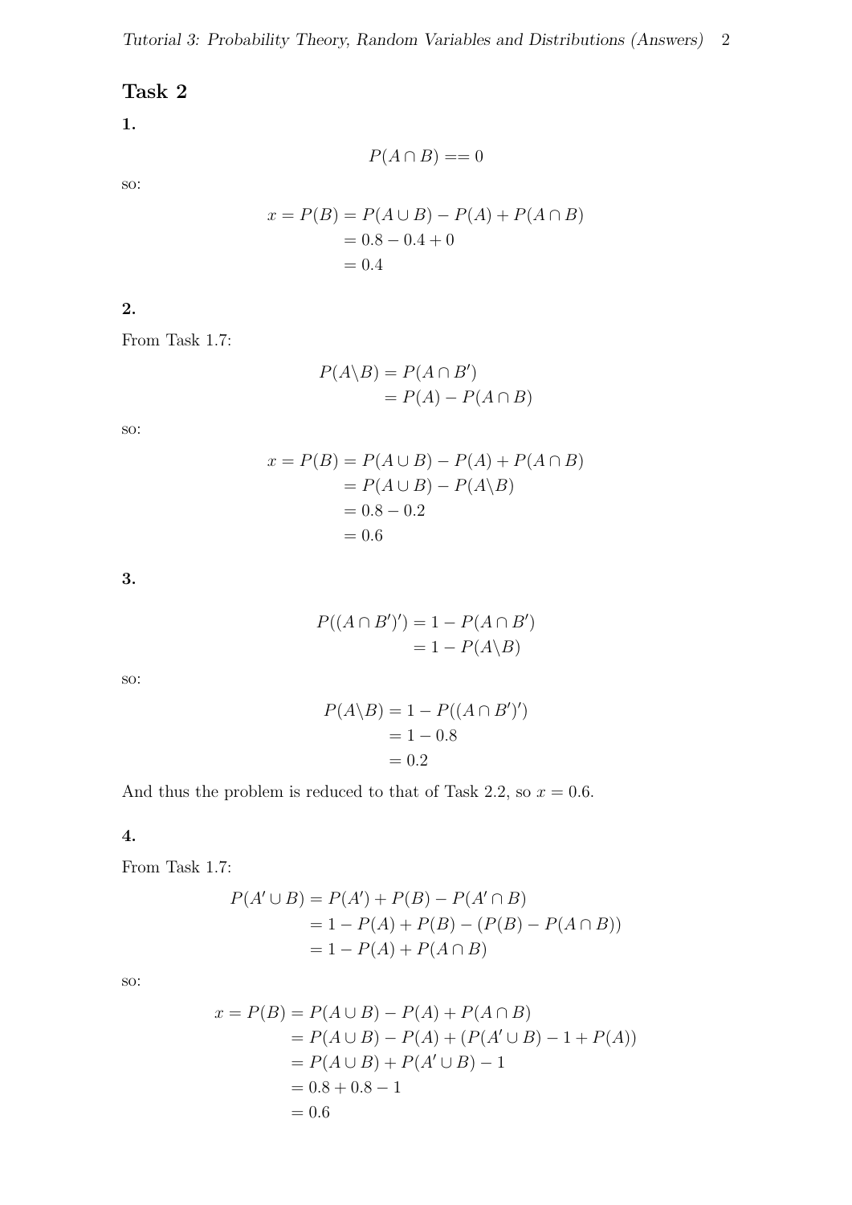## Task 2

**1.**

$$P(A \cap B) == 0$$

so:

$$\begin{aligned}
x = P(B) &= P(A \cup B) - P(A) + P(A \cap B) \\
&= 0.8 - 0.4 + 0 \\
&= 0.4
\end{aligned}$$

**2.**

From Task 1.7:

$$\begin{aligned}
P(A \backslash B) &= P(A \cap B') \\
&= P(A) - P(A \cap B)
\end{aligned}$$

so:

$$\begin{aligned}
x = P(B) &= P(A \cup B) - P(A) + P(A \cap B) \\
&= P(A \cup B) - P(A \backslash B) \\
&= 0.8 - 0.2 \\
&= 0.6
\end{aligned}$$

**3.**

$$\begin{aligned}
P((A \cap B')') &= 1 - P(A \cap B') \\
&= 1 - P(A \backslash B)
\end{aligned}$$

so:

$$\begin{aligned}
P(A \backslash B) &= 1 - P((A \cap B')') \\
&= 1 - 0.8 \\
&= 0.2
\end{aligned}$$

And thus the problem is reduced to that of Task 2.2, so $x = 0.6$.

**4.**

From Task 1.7:

$$\begin{aligned}
P(A' \cup B) &= P(A') + P(B) - P(A' \cap B) \\
&= 1 - P(A) + P(B) - (P(B) - P(A \cap B)) \\
&= 1 - P(A) + P(A \cap B)
\end{aligned}$$

so:

$$\begin{aligned}
x = P(B) &= P(A \cup B) - P(A) + P(A \cap B) \\
&= P(A \cup B) - P(A) + (P(A' \cup B) - 1 + P(A)) \\
&= P(A \cup B) + P(A' \cup B) - 1 \\
&= 0.8 + 0.8 - 1 \\
&= 0.6
\end{aligned}$$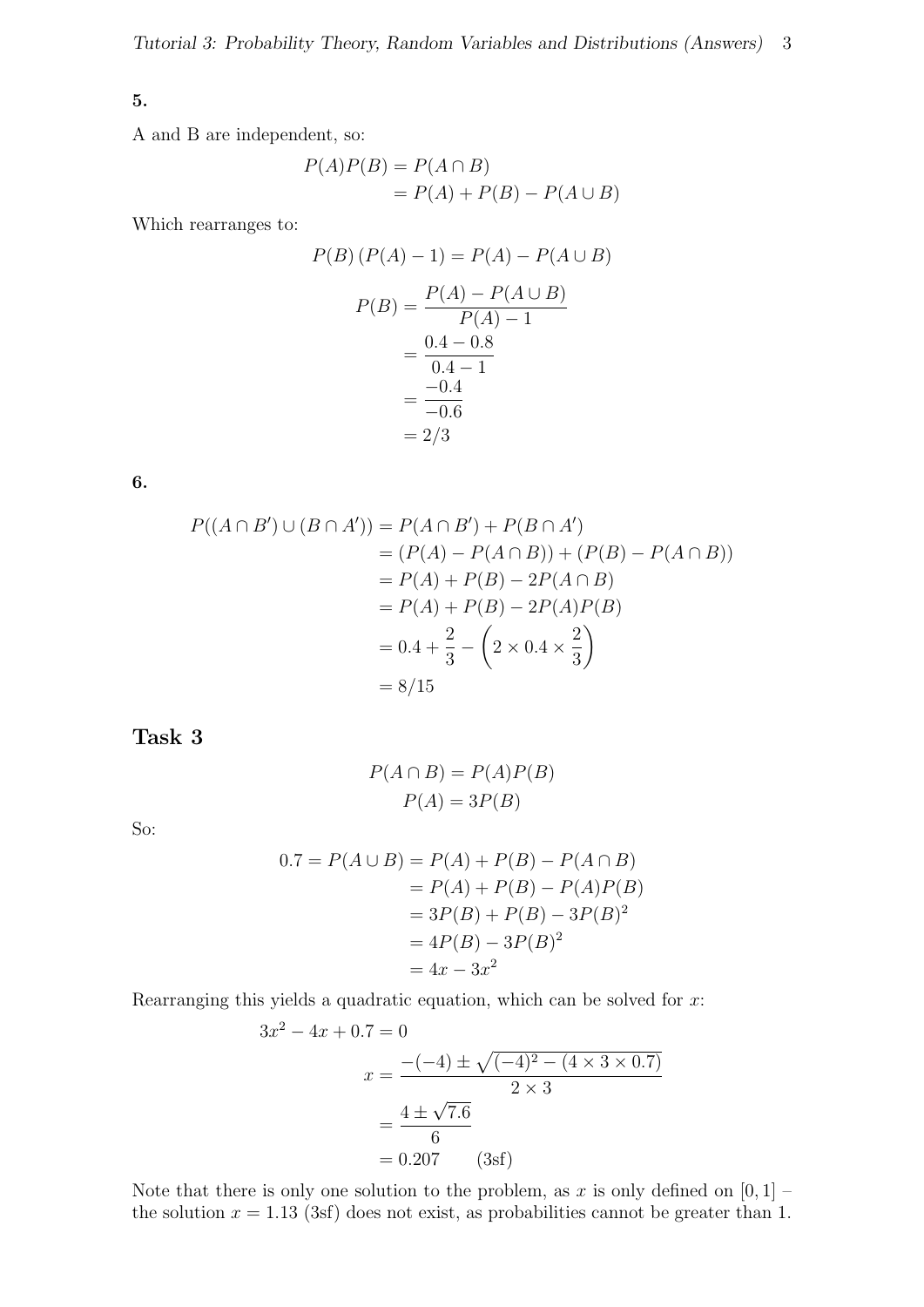**5.**

A and B are independent, so:

$$
\begin{aligned}
P(A)P(B) &= P(A \cap B) \\
&= P(A) + P(B) - P(A \cup B)
\end{aligned}
$$

Which rearranges to:

$$
P(B)\left(P(A) - 1\right) = P(A) - P(A \cup B)
$$

$$
\begin{aligned}
P(B) &= \frac{P(A) - P(A \cup B)}{P(A) - 1} \\
&= \frac{0.4 - 0.8}{0.4 - 1} \\
&= \frac{-0.4}{-0.6} \\
&= 2/3
\end{aligned}
$$

**6.**

$$
\begin{aligned}
P((A \cap B') \cup (B \cap A')) &= P(A \cap B') + P(B \cap A') \\
&= (P(A) - P(A \cap B)) + (P(B) - P(A \cap B)) \\
&= P(A) + P(B) - 2P(A \cap B) \\
&= P(A) + P(B) - 2P(A)P(B) \\
&= 0.4 + \frac{2}{3} - \left(2 \times 0.4 \times \frac{2}{3}\right) \\
&= 8/15
\end{aligned}
$$

## Task 3

$$
\begin{aligned}
P(A \cap B) &= P(A)P(B) \\
P(A) &= 3P(B)
\end{aligned}
$$

So:

$$
\begin{aligned}
0.7 = P(A \cup B) &= P(A) + P(B) - P(A \cap B) \\
&= P(A) + P(B) - P(A)P(B) \\
&= 3P(B) + P(B) - 3P(B)^2 \\
&= 4P(B) - 3P(B)^2 \\
&= 4x - 3x^2
\end{aligned}
$$

Rearranging this yields a quadratic equation, which can be solved for $x$:

$$
\begin{aligned}
3x^2 - 4x + 0.7 &= 0 \\
x &= \frac{-(-4) \pm \sqrt{(-4)^2 - (4 \times 3 \times 0.7)}}{2 \times 3} \\
&= \frac{4 \pm \sqrt{7.6}}{6} \\
&= 0.207 \qquad \text{(3sf)}
\end{aligned}
$$

Note that there is only one solution to the problem, as $x$ is only defined on $[0, 1]$ – the solution $x = 1.13$ (3sf) does not exist, as probabilities cannot be greater than 1.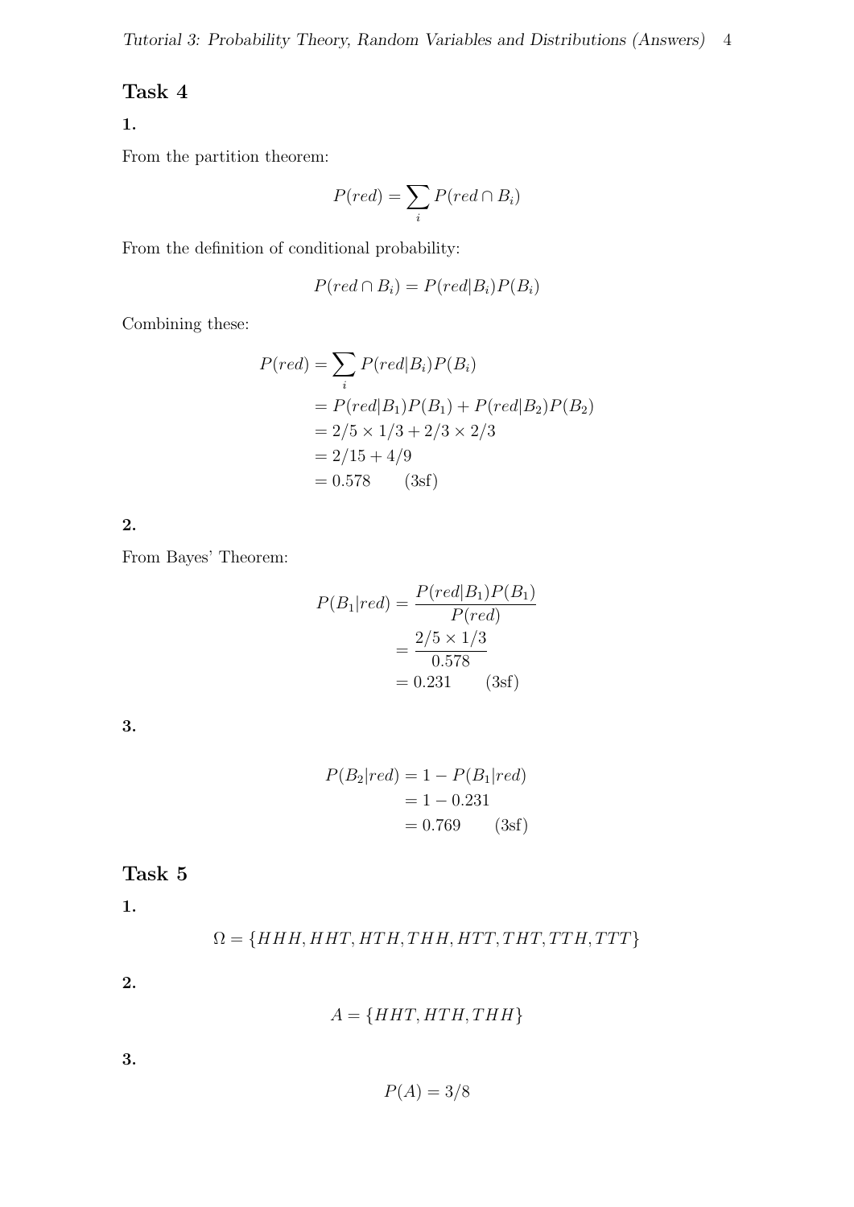## Task 4

**1.**

From the partition theorem:

$$P(red) = \sum_i P(red \cap B_i)$$

From the definition of conditional probability:

$$P(red \cap B_i) = P(red|B_i)P(B_i)$$

Combining these:

$$\begin{aligned}
P(red) &= \sum_i P(red|B_i)P(B_i) \\
&= P(red|B_1)P(B_1) + P(red|B_2)P(B_2) \\
&= 2/5 \times 1/3 + 2/3 \times 2/3 \\
&= 2/15 + 4/9 \\
&= 0.578 \qquad \text{(3sf)}
\end{aligned}$$

**2.**

From Bayes' Theorem:

$$\begin{aligned}
P(B_1|red) &= \frac{P(red|B_1)P(B_1)}{P(red)} \\
&= \frac{2/5 \times 1/3}{0.578} \\
&= 0.231 \qquad \text{(3sf)}
\end{aligned}$$

**3.**

$$\begin{aligned}
P(B_2|red) &= 1 - P(B_1|red) \\
&= 1 - 0.231 \\
&= 0.769 \qquad \text{(3sf)}
\end{aligned}$$

## Task 5

**1.**

$$\Omega = \{HHH, HHT, HTH, THH, HTT, THT, TTH, TTT\}$$

**2.**

$$A = \{HHT, HTH, THH\}$$

**3.**

$$P(A) = 3/8$$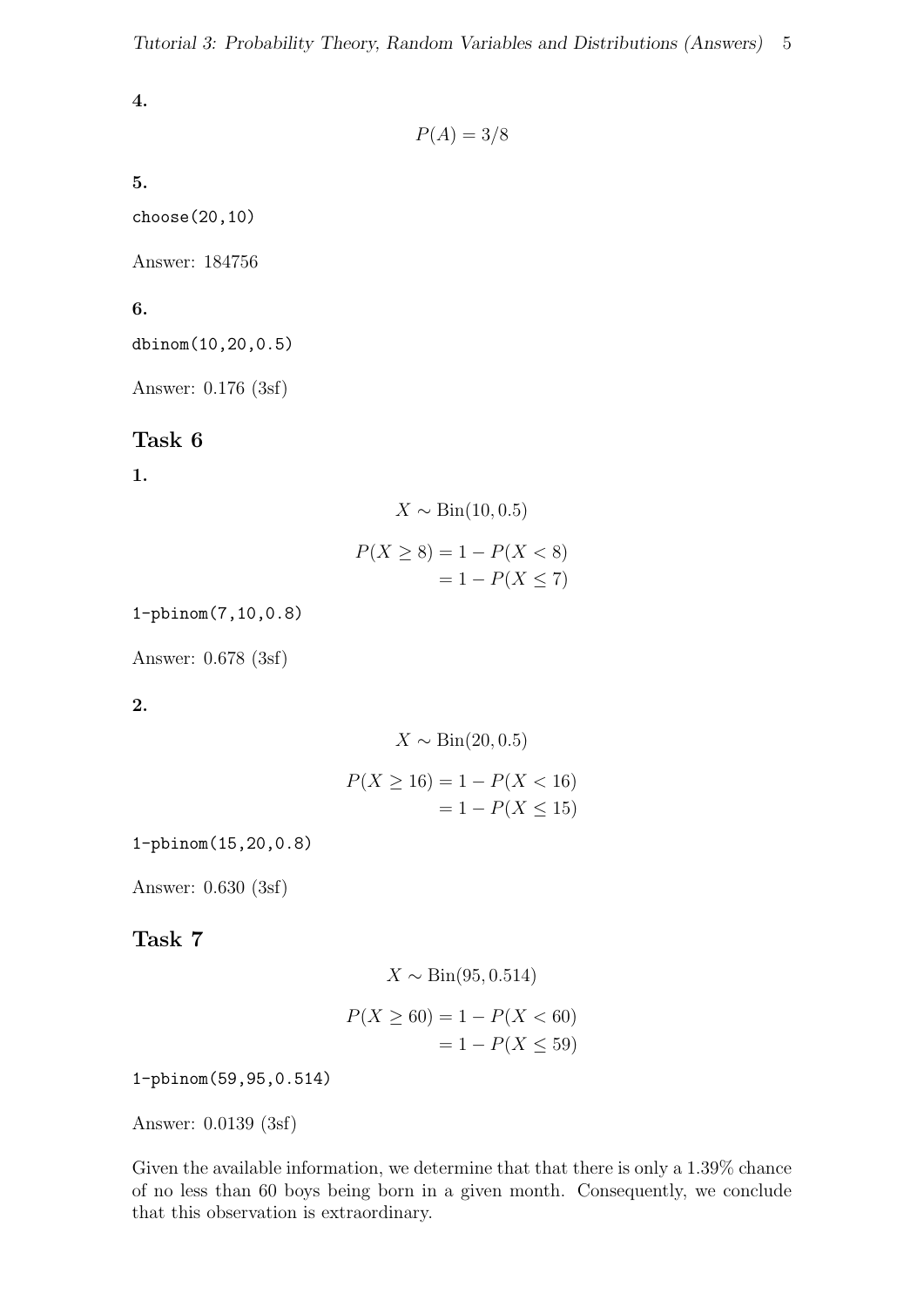**4.**

$$P(A) = 3/8$$

**5.**

```
choose(20,10)
```

Answer: 184756

**6.**

```
dbinom(10,20,0.5)
```

Answer: 0.176 (3sf)

## Task 6

**1.**

$$X \sim \text{Bin}(10, 0.5)$$

$$\begin{aligned} P(X \geq 8) &= 1 - P(X < 8) \\ &= 1 - P(X \leq 7) \end{aligned}$$

```
1-pbinom(7,10,0.8)
```

Answer: 0.678 (3sf)

**2.**

$$X \sim \text{Bin}(20, 0.5)$$

$$\begin{aligned} P(X \geq 16) &= 1 - P(X < 16) \\ &= 1 - P(X \leq 15) \end{aligned}$$

```
1-pbinom(15,20,0.8)
```

Answer: 0.630 (3sf)

## Task 7

$$X \sim \text{Bin}(95, 0.514)$$

$$\begin{aligned} P(X \geq 60) &= 1 - P(X < 60) \\ &= 1 - P(X \leq 59) \end{aligned}$$

```
1-pbinom(59,95,0.514)
```

Answer: 0.0139 (3sf)

Given the available information, we determine that that there is only a 1.39% chance of no less than 60 boys being born in a given month. Consequently, we conclude that this observation is extraordinary.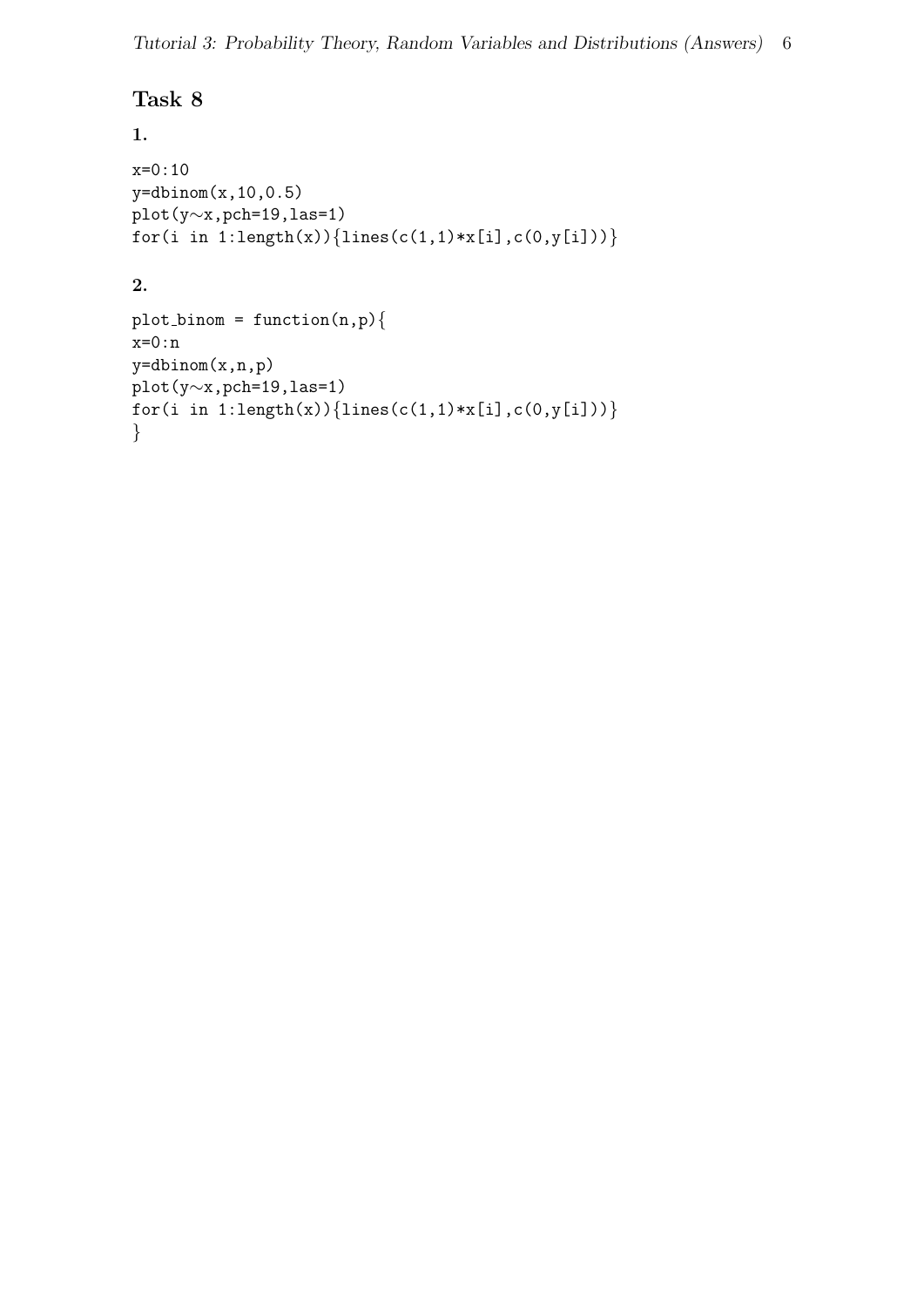## Task 8

**1.**

```
x=0:10
y=dbinom(x,10,0.5)
plot(y~x,pch=19,las=1)
for(i in 1:length(x)){lines(c(1,1)*x[i],c(0,y[i]))}
```

**2.**

```
plot_binom = function(n,p){
x=0:n
y=dbinom(x,n,p)
plot(y~x,pch=19,las=1)
for(i in 1:length(x)){lines(c(1,1)*x[i],c(0,y[i]))}
}
```